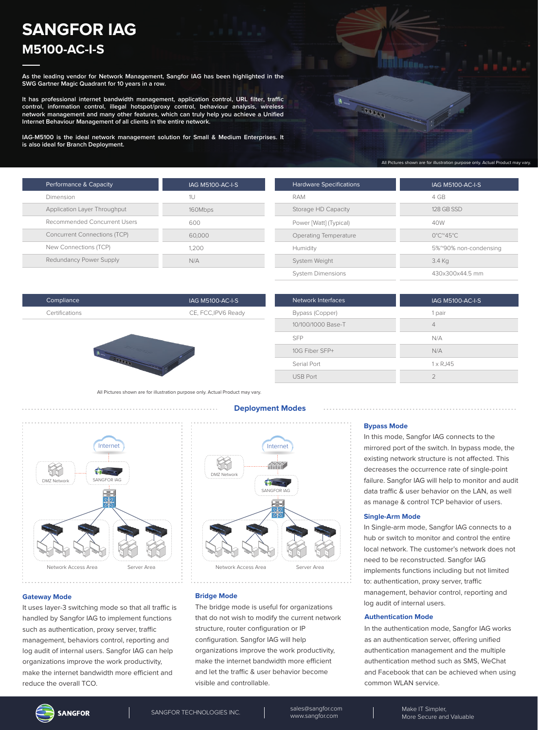# SANGFOR IAG

## M5100-AC-I-S

**As the leading vendor for Network Management, Sangfor IAG has been highlighted in the SWG Gartner Magic Quadrant for 10 years in a row.**

**It has professional internet bandwidth management, application control, URL filter, traffic control, information control, illegal hotspot/proxy control, behaviour analysis, wireless network management and many other features, which can truly help you achieve a Unified Internet Behaviour Management of all clients in the entire network.**

**IAG-M5100 is the ideal network management solution for Small & Medium Enterprises. It is also ideal for Branch Deployment.**

All Pictures shown are for illustration purpose only. Actual Product may vary.

| Performance & Capacity | IAG M5100-AC-I-S |
|---|---|
| Dimension | 1U |
| Application Layer Throughput | 160Mbps |
| Recommended Concurrent Users | 600 |
| Concurrent Connections (TCP) | 60,000 |
| New Connections (TCP) | 1,200 |
| Redundancy Power Supply | N/A |

| Hardware Specifications | IAG M5100-AC-I-S |
|---|---|
| RAM | 4 GB |
| Storage HD Capacity | 128 GB SSD |
| Power [Watt] (Typical) | 40W |
| Operating Temperature | 0°C~45°C |
| Humidity | 5%~90% non-condensing |
| System Weight | 3.4 Kg |
| System Dimensions | 430x300x44.5 mm |

| Compliance | IAG M5100-AC-I-S |
|---|---|
| Certifications | CE, FCC,IPV6 Ready |

| Network Interfaces | IAG M5100-AC-I-S |
|---|---|
| Bypass (Copper) | 1 pair |
| 10/100/1000 Base-T | 4 |
| SFP | N/A |
| 10G Fiber SFP+ | N/A |
| Serial Port | 1 x RJ45 |
| USB Port | 2 |

All Pictures shown are for illustration purpose only. Actual Product may vary.

## Deployment Modes

### Gateway Mode

It uses layer-3 switching mode so that all traffic is handled by Sangfor IAG to implement functions such as authentication, proxy server, traffic management, behaviors control, reporting and log audit of internal users. Sangfor IAG can help organizations improve the work productivity, make the internet bandwidth more efficient and reduce the overall TCO.

### Bridge Mode

The bridge mode is useful for organizations that do not wish to modify the current network structure, router configuration or IP configuration. Sangfor IAG will help organizations improve the work productivity, make the internet bandwidth more efficient and let the traffic & user behavior become visible and controllable.

### Bypass Mode

In this mode, Sangfor IAG connects to the mirrored port of the switch. In bypass mode, the existing network structure is not affected. This decreases the occurrence rate of single-point failure. Sangfor IAG will help to monitor and audit data traffic & user behavior on the LAN, as well as manage & control TCP behavior of users.

### Single-Arm Mode

In Single-arm mode, Sangfor IAG connects to a hub or switch to monitor and control the entire local network. The customer's network does not need to be reconstructed. Sangfor IAG implements functions including but not limited to: authentication, proxy server, traffic management, behavior control, reporting and log audit of internal users.

### Authentication Mode

In the authentication mode, Sangfor IAG works as an authentication server, offering unified authentication management and the multiple authentication method such as SMS, WeChat and Facebook that can be achieved when using common WLAN service.

SANGFOR TECHNOLOGIES INC. | sales@sangfor.com www.sangfor.com | Make IT Simpler, More Secure and Valuable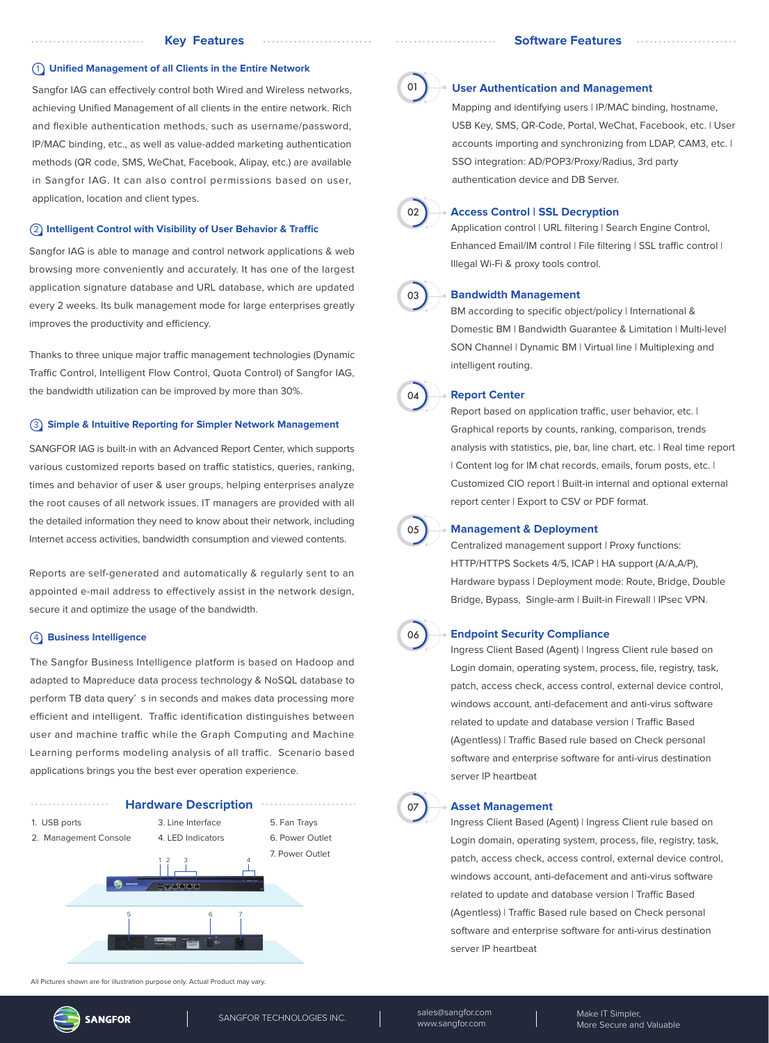## Key Features

### ① Unified Management of all Clients in the Entire Network

Sangfor IAG can effectively control both Wired and Wireless networks, achieving Unified Management of all clients in the entire network. Rich and flexible authentication methods, such as username/password, IP/MAC binding, etc., as well as value-added marketing authentication methods (QR code, SMS, WeChat, Facebook, Alipay, etc.) are available in Sangfor IAG. It can also control permissions based on user, application, location and client types.

### ② Intelligent Control with Visibility of User Behavior & Traffic

Sangfor IAG is able to manage and control network applications & web browsing more conveniently and accurately. It has one of the largest application signature database and URL database, which are updated every 2 weeks. Its bulk management mode for large enterprises greatly improves the productivity and efficiency.

Thanks to three unique major traffic management technologies (Dynamic Traffic Control, Intelligent Flow Control, Quota Control) of Sangfor IAG, the bandwidth utilization can be improved by more than 30%.

### ③ Simple & Intuitive Reporting for Simpler Network Management

SANGFOR IAG is built-in with an Advanced Report Center, which supports various customized reports based on traffic statistics, queries, ranking, times and behavior of user & user groups, helping enterprises analyze the root causes of all network issues. IT managers are provided with all the detailed information they need to know about their network, including Internet access activities, bandwidth consumption and viewed contents.

Reports are self-generated and automatically & regularly sent to an appointed e-mail address to effectively assist in the network design, secure it and optimize the usage of the bandwidth.

### ④ Business Intelligence

The Sangfor Business Intelligence platform is based on Hadoop and adapted to Mapreduce data process technology & NoSQL database to perform TB data query' s in seconds and makes data processing more efficient and intelligent. Traffic identification distinguishes between user and machine traffic while the Graph Computing and Machine Learning performs modeling analysis of all traffic. Scenario based applications brings you the best ever operation experience.

## Hardware Description

1. USB ports
2. Management Console
3. Line Interface
4. LED Indicators
5. Fan Trays
6. Power Outlet
7. Power Outlet

All Pictures shown are for illustration purpose only. Actual Product may vary.

## Software Features

### 01 User Authentication and Management

Mapping and identifying users | IP/MAC binding, hostname, USB Key, SMS, QR-Code, Portal, WeChat, Facebook, etc. | User accounts importing and synchronizing from LDAP, CAM3, etc. | SSO integration: AD/POP3/Proxy/Radius, 3rd party authentication device and DB Server.

### 02 Access Control | SSL Decryption

Application control | URL filtering | Search Engine Control, Enhanced Email/IM control | File filtering | SSL traffic control | Illegal Wi-Fi & proxy tools control.

### 03 Bandwidth Management

BM according to specific object/policy | International & Domestic BM | Bandwidth Guarantee & Limitation | Multi-level SON Channel | Dynamic BM | Virtual line | Multiplexing and intelligent routing.

### 04 Report Center

Report based on application traffic, user behavior, etc. | Graphical reports by counts, ranking, comparison, trends analysis with statistics, pie, bar, line chart, etc. | Real time report | Content log for IM chat records, emails, forum posts, etc. | Customized CIO report | Built-in internal and optional external report center | Export to CSV or PDF format.

### 05 Management & Deployment

Centralized management support | Proxy functions: HTTP/HTTPS Sockets 4/5, ICAP | HA support (A/A,A/P), Hardware bypass | Deployment mode: Route, Bridge, Double Bridge, Bypass, Single-arm | Built-in Firewall | IPsec VPN.

### 06 Endpoint Security Compliance

Ingress Client Based (Agent) | Ingress Client rule based on Login domain, operating system, process, file, registry, task, patch, access check, access control, external device control, windows account, anti-defacement and anti-virus software related to update and database version | Traffic Based (Agentless) | Traffic Based rule based on Check personal software and enterprise software for anti-virus destination server IP heartbeat

### 07 Asset Management

Ingress Client Based (Agent) | Ingress Client rule based on Login domain, operating system, process, file, registry, task, patch, access check, access control, external device control, windows account, anti-defacement and anti-virus software related to update and database version | Traffic Based (Agentless) | Traffic Based rule based on Check personal software and enterprise software for anti-virus destination server IP heartbeat

SANGFOR | SANGFOR TECHNOLOGIES INC. | sales@sangfor.com www.sangfor.com | Make IT Simpler, More Secure and Valuable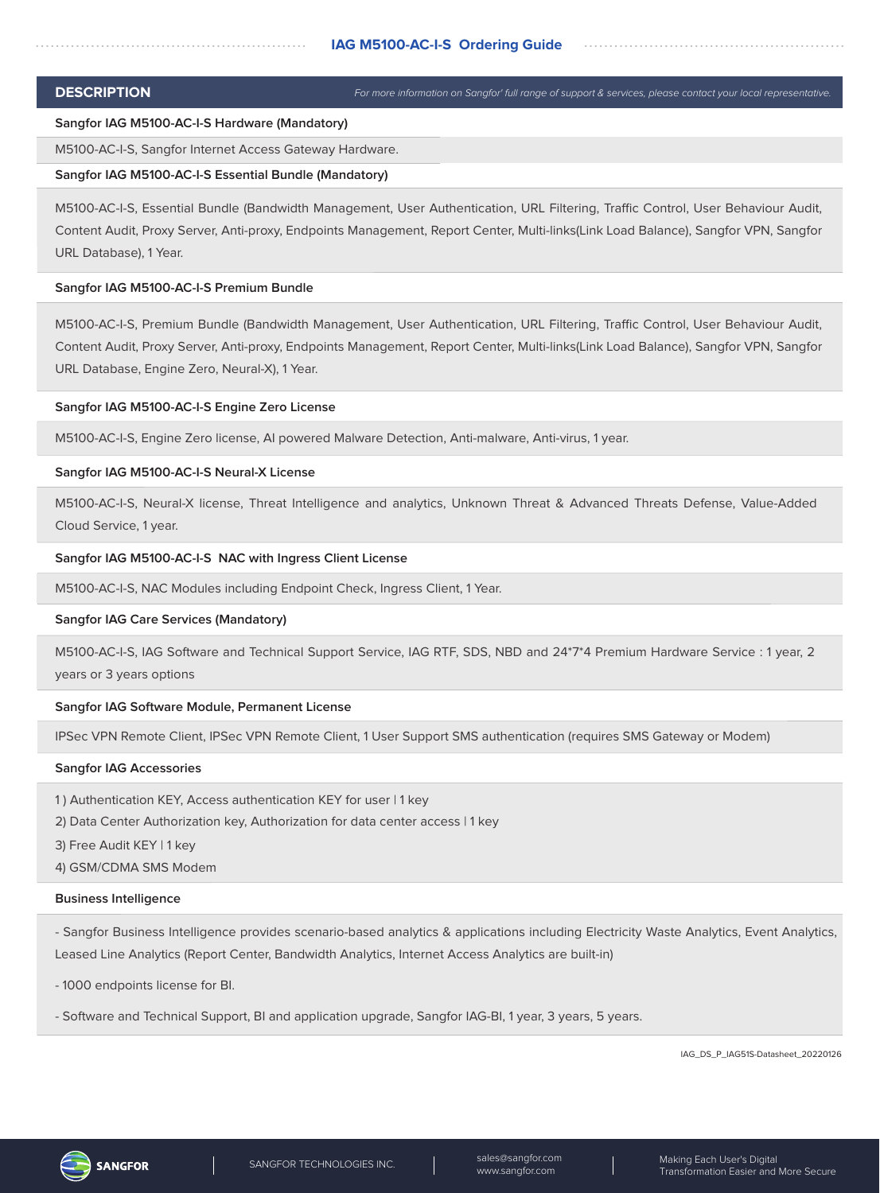# IAG M5100-AC-I-S Ordering Guide

## DESCRIPTION

*For more information on Sangfor' full range of support & services, please contact your local representative.*

**Sangfor IAG M5100-AC-I-S Hardware (Mandatory)**

M5100-AC-I-S, Sangfor Internet Access Gateway Hardware.

**Sangfor IAG M5100-AC-I-S Essential Bundle (Mandatory)**

M5100-AC-I-S, Essential Bundle (Bandwidth Management, User Authentication, URL Filtering, Traffic Control, User Behaviour Audit, Content Audit, Proxy Server, Anti-proxy, Endpoints Management, Report Center, Multi-links(Link Load Balance), Sangfor VPN, Sangfor URL Database), 1 Year.

**Sangfor IAG M5100-AC-I-S Premium Bundle**

M5100-AC-I-S, Premium Bundle (Bandwidth Management, User Authentication, URL Filtering, Traffic Control, User Behaviour Audit, Content Audit, Proxy Server, Anti-proxy, Endpoints Management, Report Center, Multi-links(Link Load Balance), Sangfor VPN, Sangfor URL Database, Engine Zero, Neural-X), 1 Year.

**Sangfor IAG M5100-AC-I-S Engine Zero License**

M5100-AC-I-S, Engine Zero license, AI powered Malware Detection, Anti-malware, Anti-virus, 1 year.

**Sangfor IAG M5100-AC-I-S Neural-X License**

M5100-AC-I-S, Neural-X license, Threat Intelligence and analytics, Unknown Threat & Advanced Threats Defense, Value-Added Cloud Service, 1 year.

**Sangfor IAG M5100-AC-I-S NAC with Ingress Client License**

M5100-AC-I-S, NAC Modules including Endpoint Check, Ingress Client, 1 Year.

**Sangfor IAG Care Services (Mandatory)**

M5100-AC-I-S, IAG Software and Technical Support Service, IAG RTF, SDS, NBD and 24*7*4 Premium Hardware Service : 1 year, 2 years or 3 years options

**Sangfor IAG Software Module, Permanent License**

IPSec VPN Remote Client, IPSec VPN Remote Client, 1 User Support SMS authentication (requires SMS Gateway or Modem)

**Sangfor IAG Accessories**

1 ) Authentication KEY, Access authentication KEY for user | 1 key
2) Data Center Authorization key, Authorization for data center access | 1 key
3) Free Audit KEY | 1 key
4) GSM/CDMA SMS Modem

**Business Intelligence**

- Sangfor Business Intelligence provides scenario-based analytics & applications including Electricity Waste Analytics, Event Analytics, Leased Line Analytics (Report Center, Bandwidth Analytics, Internet Access Analytics are built-in)

- 1000 endpoints license for BI.

- Software and Technical Support, BI and application upgrade, Sangfor IAG-BI, 1 year, 3 years, 5 years.

IAG_DS_P_IAG51S-Datasheet_20220126